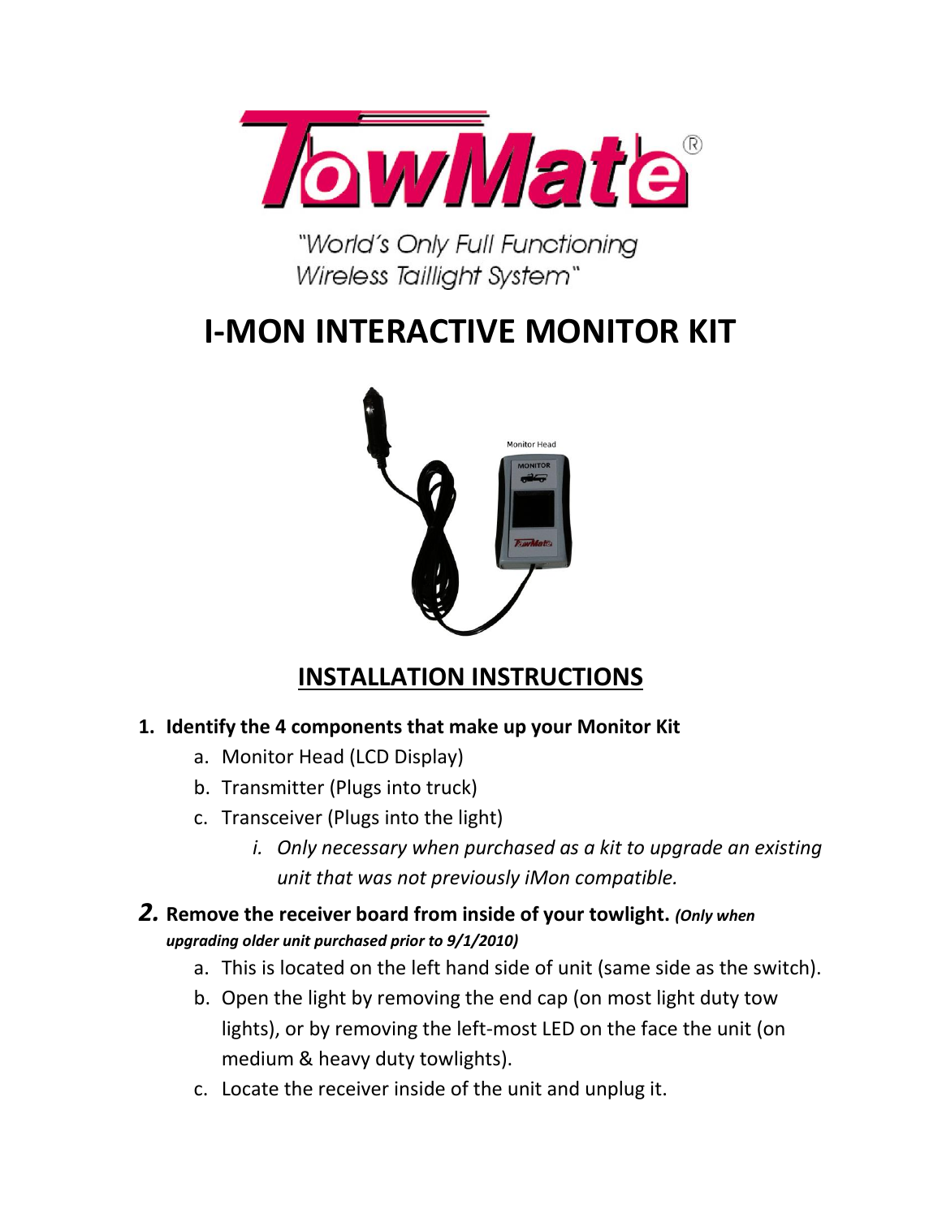# TowMate®

"World's Only Full Functioning Wireless Taillight System"

# I-MON INTERACTIVE MONITOR KIT

Monitor Head

## INSTALLATION INSTRUCTIONS

1. **Identify the 4 components that make up your Monitor Kit**
   a. Monitor Head (LCD Display)
   b. Transmitter (Plugs into truck)
   c. Transceiver (Plugs into the light)
      i. *Only necessary when purchased as a kit to upgrade an existing unit that was not previously iMon compatible.*
2. **Remove the receiver board from inside of your towlight.** ***(Only when upgrading older unit purchased prior to 9/1/2010)***
   a. This is located on the left hand side of unit (same side as the switch).
   b. Open the light by removing the end cap (on most light duty tow lights), or by removing the left-most LED on the face the unit (on medium & heavy duty towlights).
   c. Locate the receiver inside of the unit and unplug it.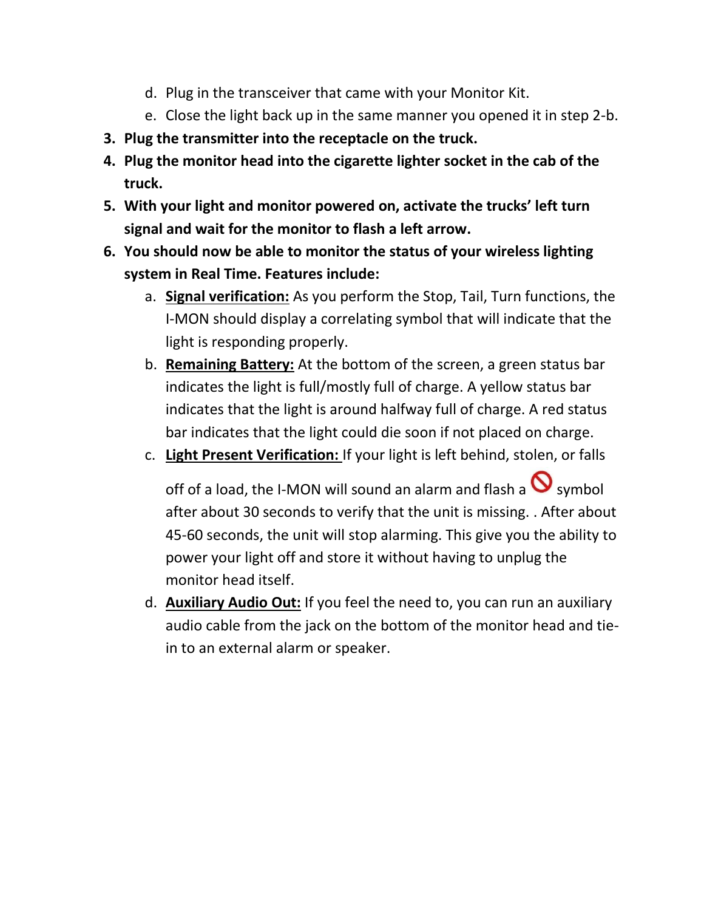d. Plug in the transceiver that came with your Monitor Kit.
   e. Close the light back up in the same manner you opened it in step 2-b.

3. **Plug the transmitter into the receptacle on the truck.**
4. **Plug the monitor head into the cigarette lighter socket in the cab of the truck.**
5. **With your light and monitor powered on, activate the trucks' left turn signal and wait for the monitor to flash a left arrow.**
6. **You should now be able to monitor the status of your wireless lighting system in Real Time. Features include:**
   a. **Signal verification:** As you perform the Stop, Tail, Turn functions, the I-MON should display a correlating symbol that will indicate that the light is responding properly.
   b. **Remaining Battery:** At the bottom of the screen, a green status bar indicates the light is full/mostly full of charge. A yellow status bar indicates that the light is around halfway full of charge. A red status bar indicates that the light could die soon if not placed on charge.
   c. **Light Present Verification:** If your light is left behind, stolen, or falls off of a load, the I-MON will sound an alarm and flash a 🚫 symbol after about 30 seconds to verify that the unit is missing. . After about 45-60 seconds, the unit will stop alarming. This give you the ability to power your light off and store it without having to unplug the monitor head itself.
   d. **Auxiliary Audio Out:** If you feel the need to, you can run an auxiliary audio cable from the jack on the bottom of the monitor head and tie-in to an external alarm or speaker.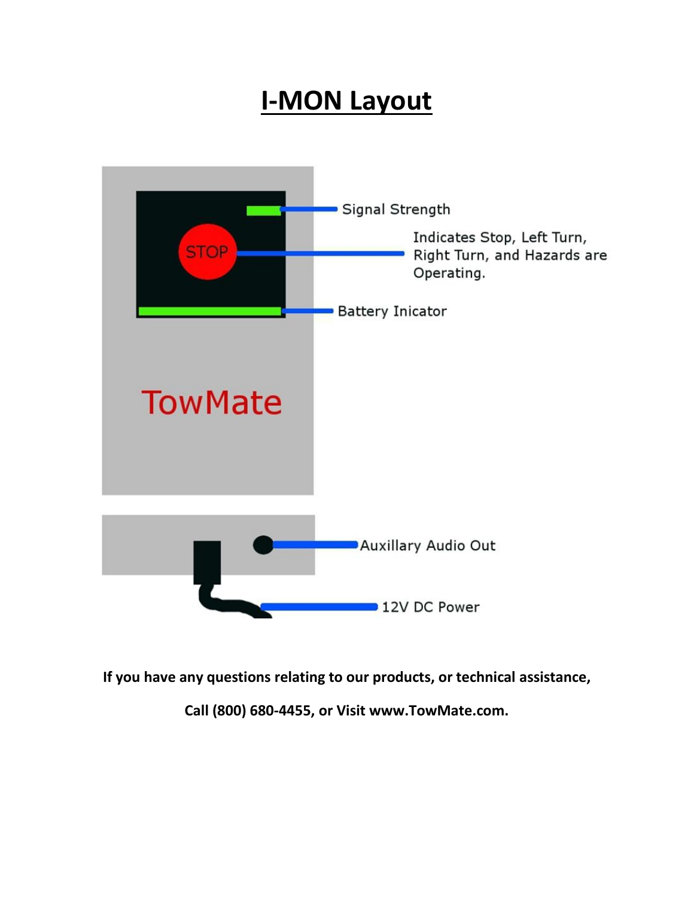# I-MON Layout

Signal Strength

STOP

Indicates Stop, Left Turn, Right Turn, and Hazards are Operating.

Battery Inicator

TowMate

Auxillary Audio Out

12V DC Power

**If you have any questions relating to our products, or technical assistance,**

**Call (800) 680-4455, or Visit www.TowMate.com.**